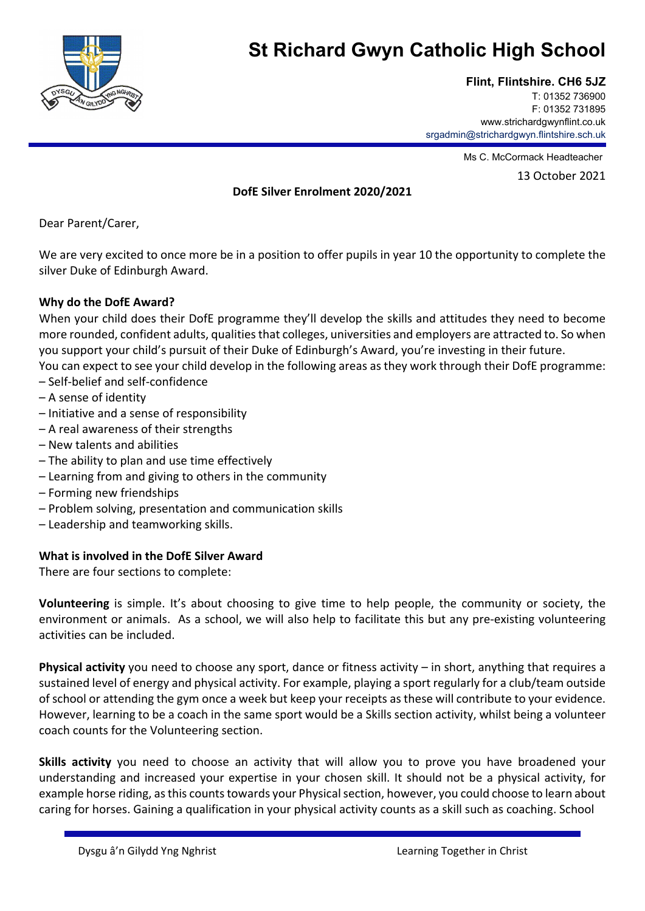# St Richard Gwyn Catholic High School

**Flint, Flintshire. CH6 5JZ**
T: 01352 736900
F: 01352 731895
www.strichardgwynflint.co.uk
srgadmin@strichardgwyn.flintshire.sch.uk

Ms C. McCormack Headteacher

13 October 2021

**DofE Silver Enrolment 2020/2021**

Dear Parent/Carer,

We are very excited to once more be in a position to offer pupils in year 10 the opportunity to complete the silver Duke of Edinburgh Award.

**Why do the DofE Award?**

When your child does their DofE programme they'll develop the skills and attitudes they need to become more rounded, confident adults, qualities that colleges, universities and employers are attracted to. So when you support your child's pursuit of their Duke of Edinburgh's Award, you're investing in their future.

You can expect to see your child develop in the following areas as they work through their DofE programme:

– Self-belief and self-confidence
– A sense of identity
– Initiative and a sense of responsibility
– A real awareness of their strengths
– New talents and abilities
– The ability to plan and use time effectively
– Learning from and giving to others in the community
– Forming new friendships
– Problem solving, presentation and communication skills
– Leadership and teamworking skills.

**What is involved in the DofE Silver Award**

There are four sections to complete:

**Volunteering** is simple. It's about choosing to give time to help people, the community or society, the environment or animals. As a school, we will also help to facilitate this but any pre-existing volunteering activities can be included.

**Physical activity** you need to choose any sport, dance or fitness activity – in short, anything that requires a sustained level of energy and physical activity. For example, playing a sport regularly for a club/team outside of school or attending the gym once a week but keep your receipts as these will contribute to your evidence. However, learning to be a coach in the same sport would be a Skills section activity, whilst being a volunteer coach counts for the Volunteering section.

**Skills activity** you need to choose an activity that will allow you to prove you have broadened your understanding and increased your expertise in your chosen skill. It should not be a physical activity, for example horse riding, as this counts towards your Physical section, however, you could choose to learn about caring for horses. Gaining a qualification in your physical activity counts as a skill such as coaching. School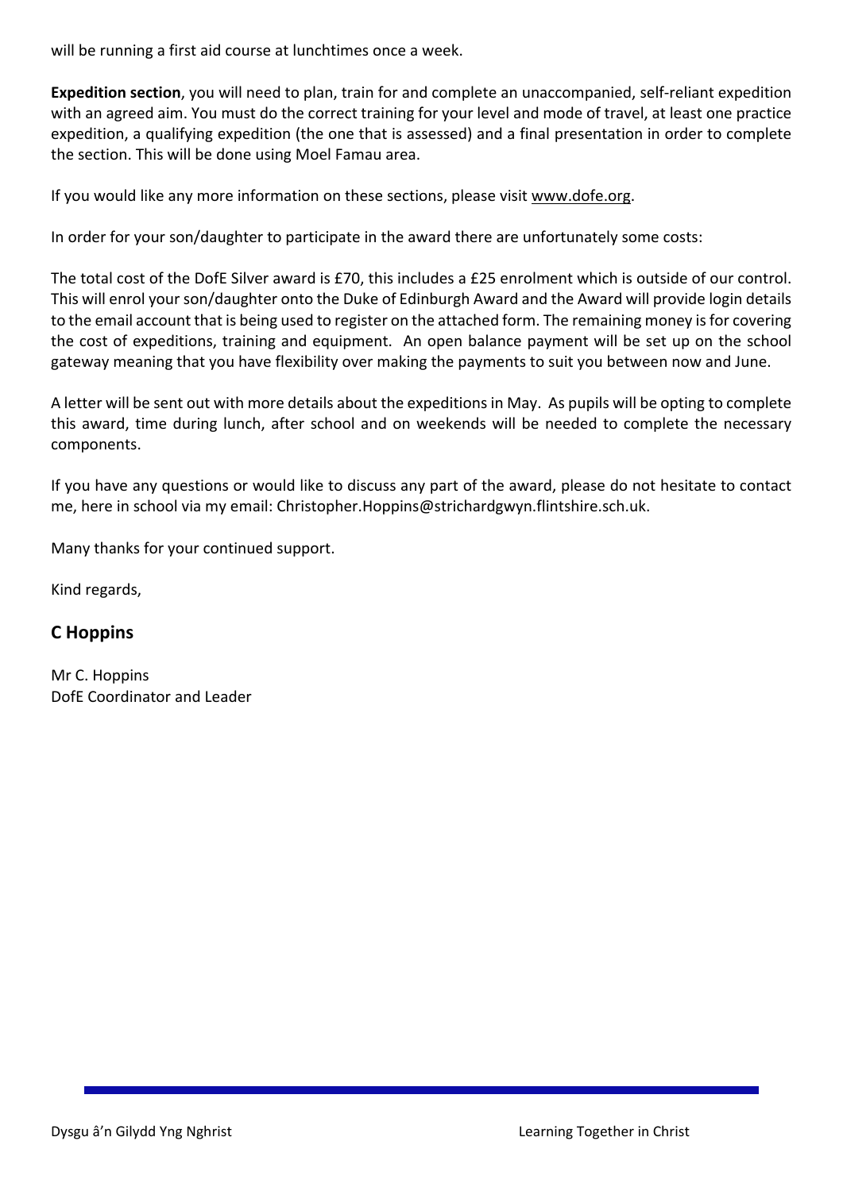will be running a first aid course at lunchtimes once a week.

**Expedition section**, you will need to plan, train for and complete an unaccompanied, self-reliant expedition with an agreed aim. You must do the correct training for your level and mode of travel, at least one practice expedition, a qualifying expedition (the one that is assessed) and a final presentation in order to complete the section. This will be done using Moel Famau area.

If you would like any more information on these sections, please visit www.dofe.org.

In order for your son/daughter to participate in the award there are unfortunately some costs:

The total cost of the DofE Silver award is £70, this includes a £25 enrolment which is outside of our control. This will enrol your son/daughter onto the Duke of Edinburgh Award and the Award will provide login details to the email account that is being used to register on the attached form. The remaining money is for covering the cost of expeditions, training and equipment. An open balance payment will be set up on the school gateway meaning that you have flexibility over making the payments to suit you between now and June.

A letter will be sent out with more details about the expeditions in May. As pupils will be opting to complete this award, time during lunch, after school and on weekends will be needed to complete the necessary components.

If you have any questions or would like to discuss any part of the award, please do not hesitate to contact me, here in school via my email: Christopher.Hoppins@strichardgwyn.flintshire.sch.uk.

Many thanks for your continued support.

Kind regards,

**C Hoppins**

Mr C. Hoppins
DofE Coordinator and Leader